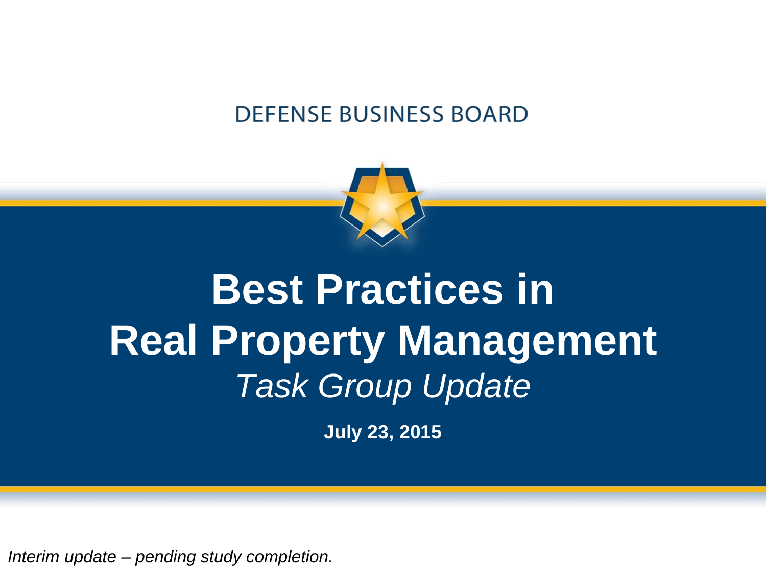DEFENSE BUSINESS BOARD

# Best Practices in Real Property Management

*Task Group Update*

**July 23, 2015**

*Interim update – pending study completion.*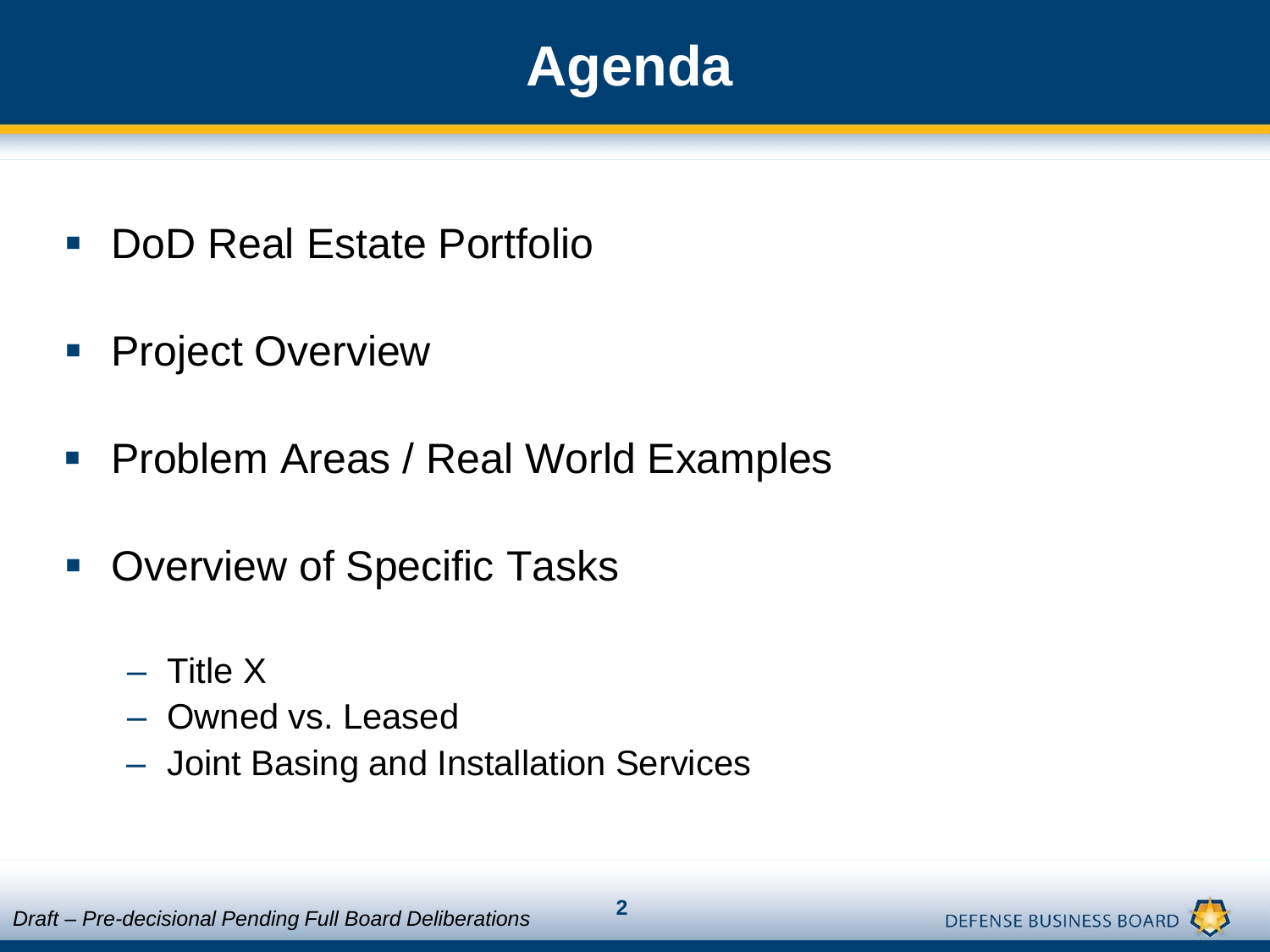# Agenda

- DoD Real Estate Portfolio
- Project Overview
- Problem Areas / Real World Examples
- Overview of Specific Tasks
  - Title X
  - Owned vs. Leased
  - Joint Basing and Installation Services

*Draft – Pre-decisional Pending Full Board Deliberations*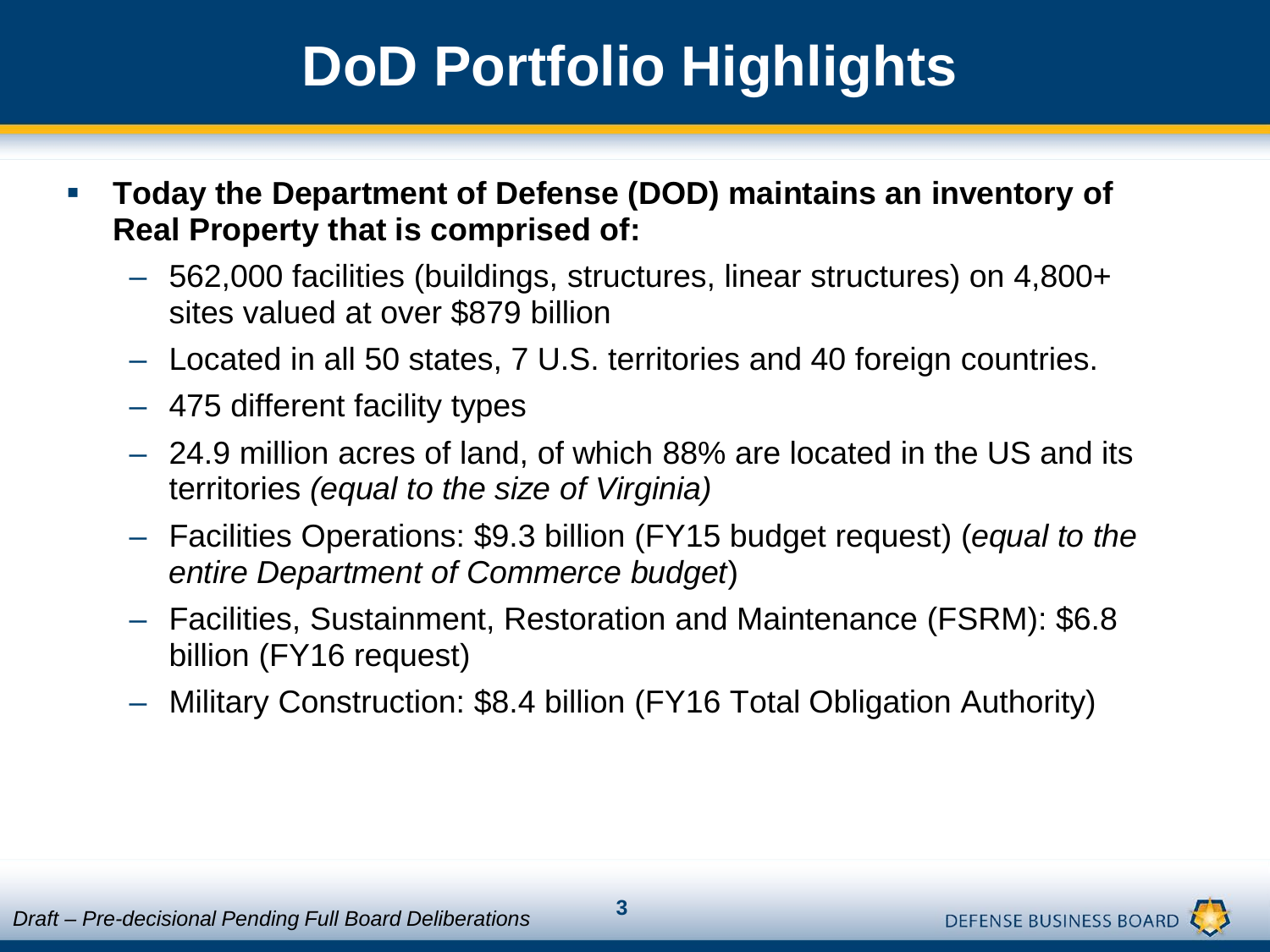# DoD Portfolio Highlights

- **Today the Department of Defense (DOD) maintains an inventory of Real Property that is comprised of:**
  - 562,000 facilities (buildings, structures, linear structures) on 4,800+ sites valued at over $879 billion
  - Located in all 50 states, 7 U.S. territories and 40 foreign countries.
  - 475 different facility types
  - 24.9 million acres of land, of which 88% are located in the US and its territories *(equal to the size of Virginia)*
  - Facilities Operations: $9.3 billion (FY15 budget request) (*equal to the entire Department of Commerce budget*)
  - Facilities, Sustainment, Restoration and Maintenance (FSRM): $6.8 billion (FY16 request)
  - Military Construction: $8.4 billion (FY16 Total Obligation Authority)

*Draft – Pre-decisional Pending Full Board Deliberations*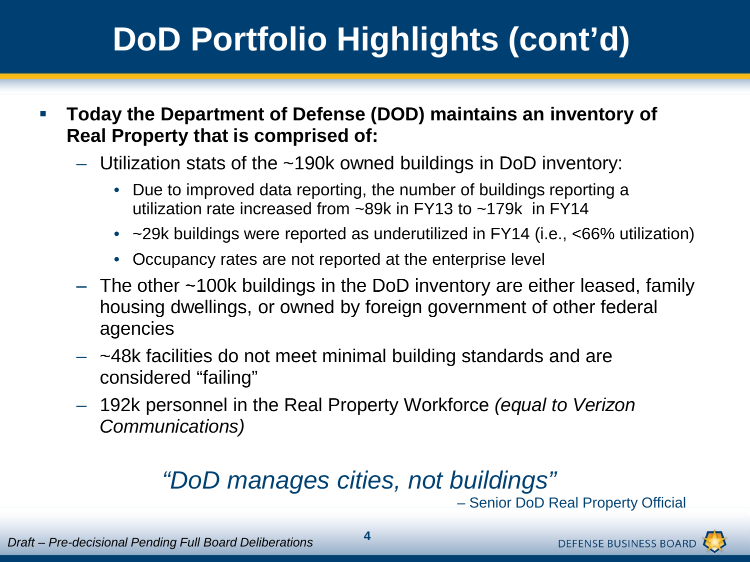# DoD Portfolio Highlights (cont'd)

- **Today the Department of Defense (DOD) maintains an inventory of Real Property that is comprised of:**
  - Utilization stats of the ~190k owned buildings in DoD inventory:
    - Due to improved data reporting, the number of buildings reporting a utilization rate increased from ~89k in FY13 to ~179k in FY14
    - ~29k buildings were reported as underutilized in FY14 (i.e., <66% utilization)
    - Occupancy rates are not reported at the enterprise level
  - The other ~100k buildings in the DoD inventory are either leased, family housing dwellings, or owned by foreign government of other federal agencies
  - ~48k facilities do not meet minimal building standards and are considered "failing"
  - 192k personnel in the Real Property Workforce *(equal to Verizon Communications)*

*"DoD manages cities, not buildings"*

– Senior DoD Real Property Official

*Draft – Pre-decisional Pending Full Board Deliberations*

DEFENSE BUSINESS BOARD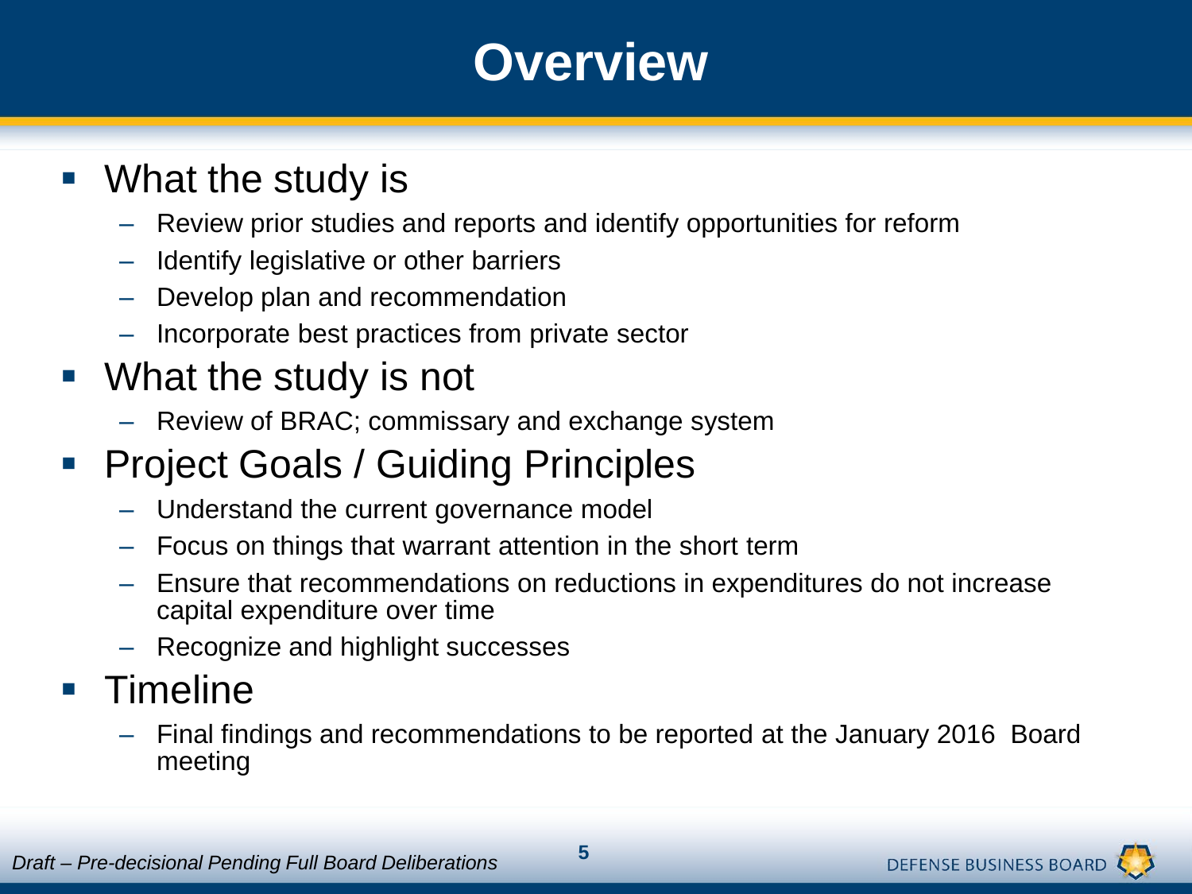# Overview

- What the study is
  - Review prior studies and reports and identify opportunities for reform
  - Identify legislative or other barriers
  - Develop plan and recommendation
  - Incorporate best practices from private sector
- What the study is not
  - Review of BRAC; commissary and exchange system
- Project Goals / Guiding Principles
  - Understand the current governance model
  - Focus on things that warrant attention in the short term
  - Ensure that recommendations on reductions in expenditures do not increase capital expenditure over time
  - Recognize and highlight successes
- Timeline
  - Final findings and recommendations to be reported at the January 2016 Board meeting

*Draft – Pre-decisional Pending Full Board Deliberations*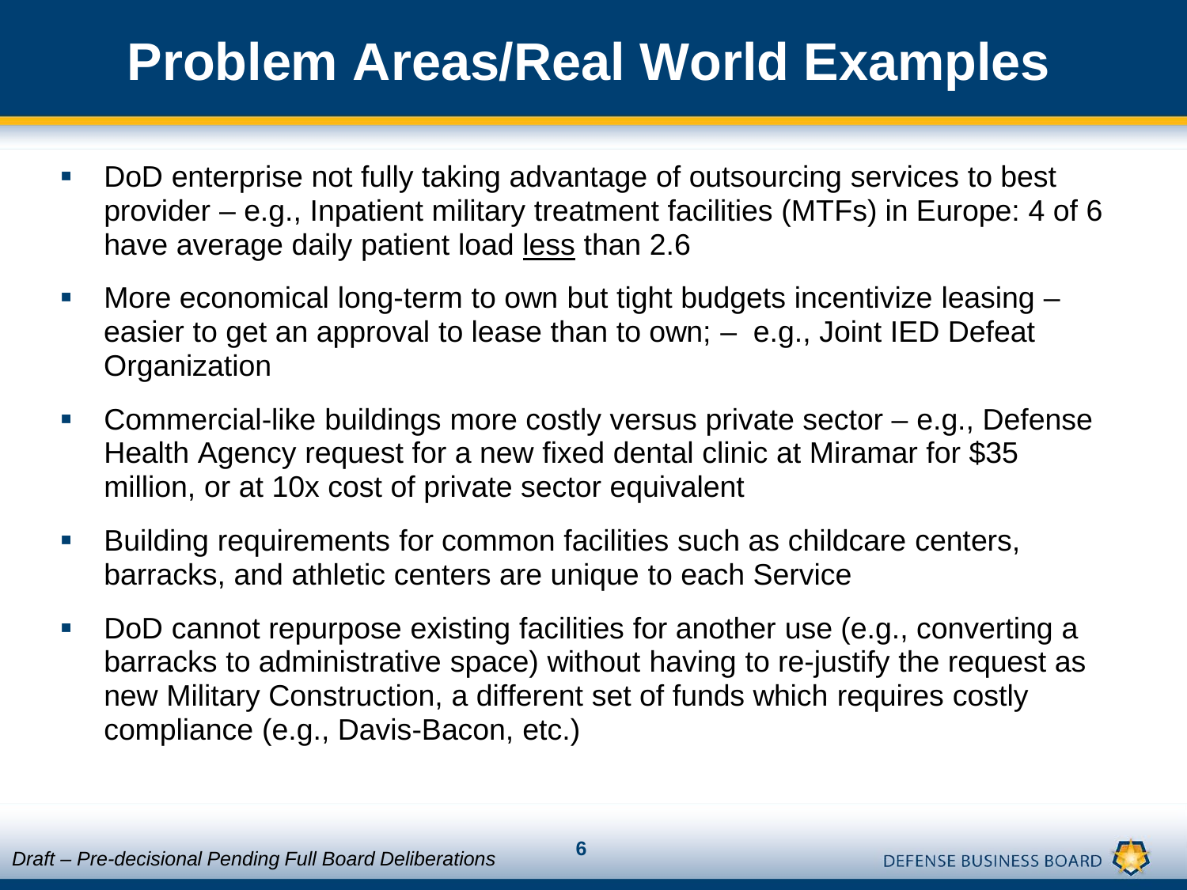# Problem Areas/Real World Examples

- DoD enterprise not fully taking advantage of outsourcing services to best provider – e.g., Inpatient military treatment facilities (MTFs) in Europe: 4 of 6 have average daily patient load <u>less</u> than 2.6
- More economical long-term to own but tight budgets incentivize leasing – easier to get an approval to lease than to own; – e.g., Joint IED Defeat Organization
- Commercial-like buildings more costly versus private sector – e.g., Defense Health Agency request for a new fixed dental clinic at Miramar for $35 million, or at 10x cost of private sector equivalent
- Building requirements for common facilities such as childcare centers, barracks, and athletic centers are unique to each Service
- DoD cannot repurpose existing facilities for another use (e.g., converting a barracks to administrative space) without having to re-justify the request as new Military Construction, a different set of funds which requires costly compliance (e.g., Davis-Bacon, etc.)

*Draft – Pre-decisional Pending Full Board Deliberations*

DEFENSE BUSINESS BOARD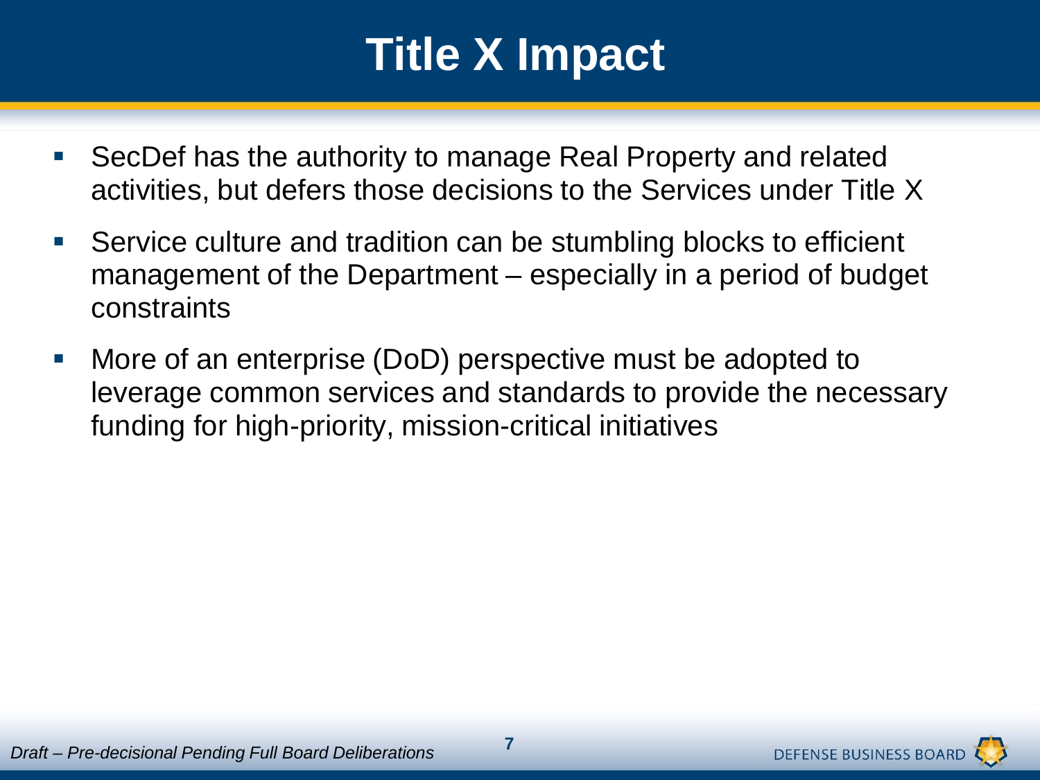# Title X Impact

- SecDef has the authority to manage Real Property and related activities, but defers those decisions to the Services under Title X
- Service culture and tradition can be stumbling blocks to efficient management of the Department – especially in a period of budget constraints
- More of an enterprise (DoD) perspective must be adopted to leverage common services and standards to provide the necessary funding for high-priority, mission-critical initiatives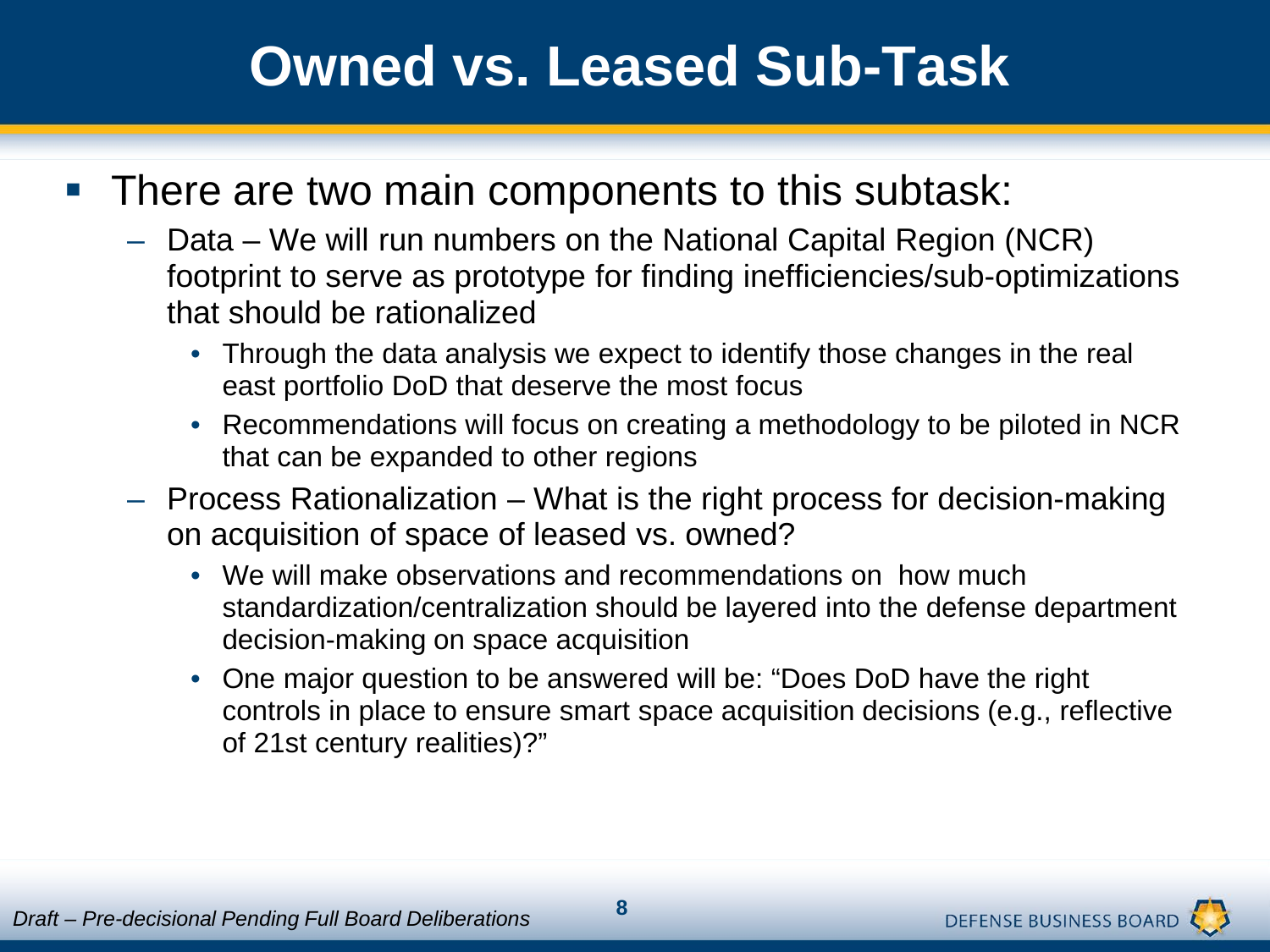# Owned vs. Leased Sub-Task

- There are two main components to this subtask:
  - Data – We will run numbers on the National Capital Region (NCR) footprint to serve as prototype for finding inefficiencies/sub-optimizations that should be rationalized
    - Through the data analysis we expect to identify those changes in the real east portfolio DoD that deserve the most focus
    - Recommendations will focus on creating a methodology to be piloted in NCR that can be expanded to other regions
  - Process Rationalization – What is the right process for decision-making on acquisition of space of leased vs. owned?
    - We will make observations and recommendations on how much standardization/centralization should be layered into the defense department decision-making on space acquisition
    - One major question to be answered will be: "Does DoD have the right controls in place to ensure smart space acquisition decisions (e.g., reflective of 21st century realities)?"

*Draft – Pre-decisional Pending Full Board Deliberations*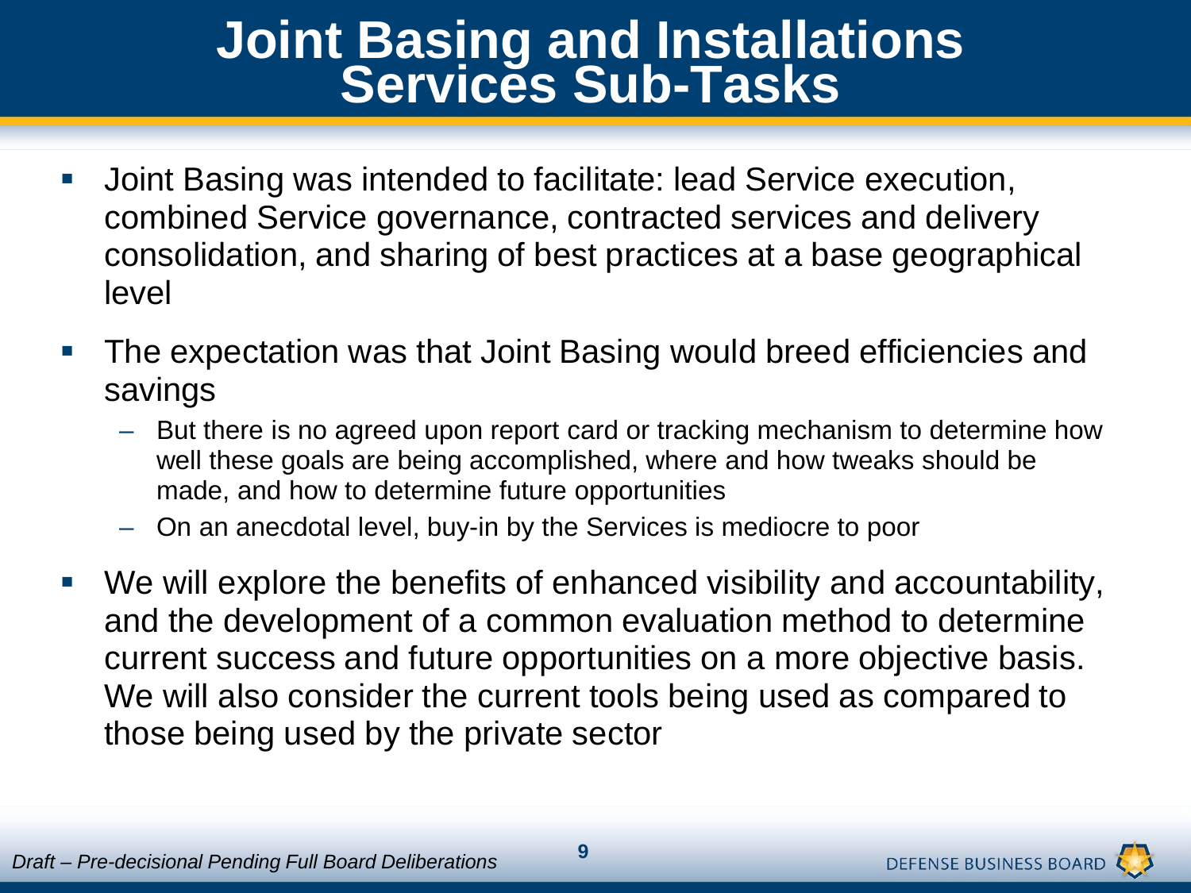# Joint Basing and Installations Services Sub-Tasks

- Joint Basing was intended to facilitate: lead Service execution, combined Service governance, contracted services and delivery consolidation, and sharing of best practices at a base geographical level
- The expectation was that Joint Basing would breed efficiencies and savings
  - But there is no agreed upon report card or tracking mechanism to determine how well these goals are being accomplished, where and how tweaks should be made, and how to determine future opportunities
  - On an anecdotal level, buy-in by the Services is mediocre to poor
- We will explore the benefits of enhanced visibility and accountability, and the development of a common evaluation method to determine current success and future opportunities on a more objective basis. We will also consider the current tools being used as compared to those being used by the private sector

*Draft – Pre-decisional Pending Full Board Deliberations*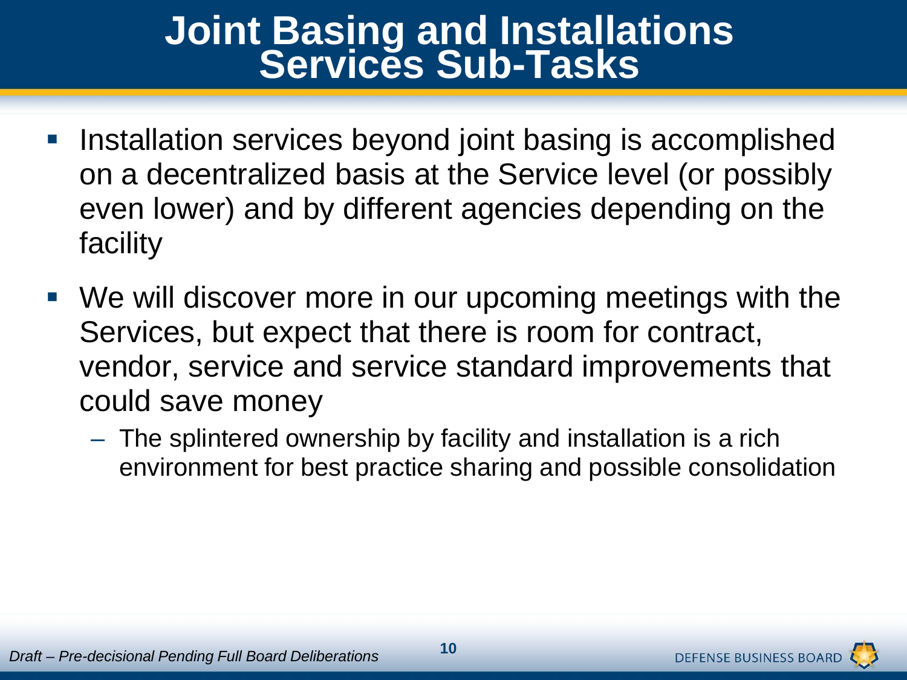# Joint Basing and Installations Services Sub-Tasks

- Installation services beyond joint basing is accomplished on a decentralized basis at the Service level (or possibly even lower) and by different agencies depending on the facility
- We will discover more in our upcoming meetings with the Services, but expect that there is room for contract, vendor, service and service standard improvements that could save money
  - The splintered ownership by facility and installation is a rich environment for best practice sharing and possible consolidation